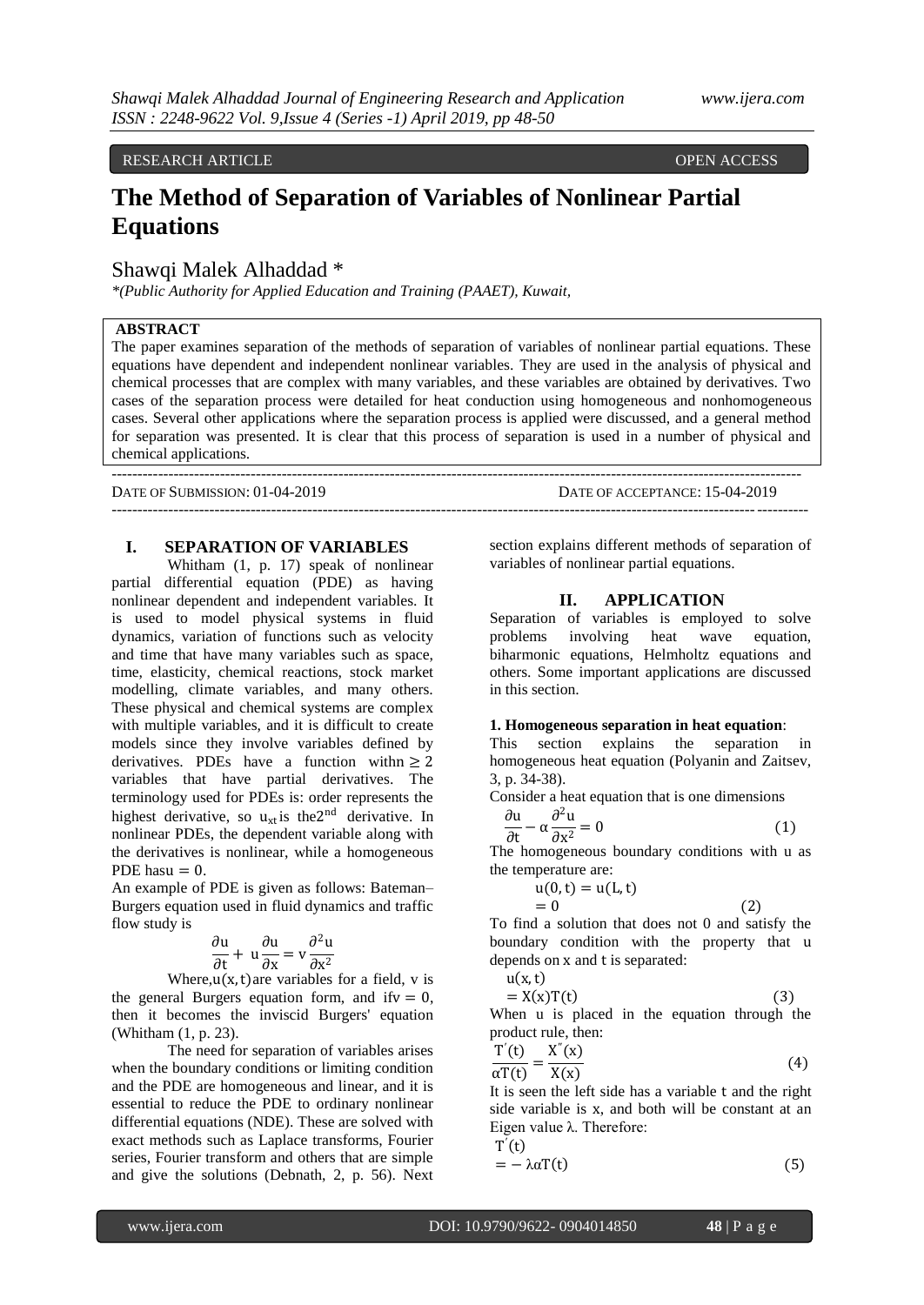RESEARCH ARTICLE OPEN ACCESS

# The Method of Separation of Variables of Nonlinear Partial Equations

Shawqi Malek Alhaddad *

*(Public Authority for Applied Education and Training (PAAET), Kuwait,

**ABSTRACT**

The paper examines separation of the methods of separation of variables of nonlinear partial equations. These equations have dependent and independent nonlinear variables. They are used in the analysis of physical and chemical processes that are complex with many variables, and these variables are obtained by derivatives. Two cases of the separation process were detailed for heat conduction using homogeneous and nonhomogeneous cases. Several other applications where the separation process is applied were discussed, and a general method for separation was presented. It is clear that this process of separation is used in a number of physical and chemical applications.

---

DATE OF SUBMISSION: 01-04-2019 DATE OF ACCEPTANCE: 15-04-2019

---

## I. SEPARATION OF VARIABLES

Whitham (1, p. 17) speak of nonlinear partial differential equation (PDE) as having nonlinear dependent and independent variables. It is used to model physical systems in fluid dynamics, variation of functions such as velocity and time that have many variables such as space, time, elasticity, chemical reactions, stock market modelling, climate variables, and many others. These physical and chemical systems are complex with multiple variables, and it is difficult to create models since they involve variables defined by derivatives. PDEs have a function withn $\geq 2$ variables that have partial derivatives. The terminology used for PDEs is: order represents the highest derivative, so $u_{xt}$ is the$2^{nd}$ derivative. In nonlinear PDEs, the dependent variable along with the derivatives is nonlinear, while a homogeneous PDE has$u = 0$.

An example of PDE is given as follows: Bateman–Burgers equation used in fluid dynamics and traffic flow study is

$$\frac{\partial u}{\partial t} + u\frac{\partial u}{\partial x} = v\frac{\partial^2 u}{\partial x^2}$$

Where,$u(x, t)$are variables for a field, v is the general Burgers equation form, and if$v = 0$, then it becomes the inviscid Burgers' equation (Whitham (1, p. 23).

The need for separation of variables arises when the boundary conditions or limiting condition and the PDE are homogeneous and linear, and it is essential to reduce the PDE to ordinary nonlinear differential equations (NDE). These are solved with exact methods such as Laplace transforms, Fourier series, Fourier transform and others that are simple and give the solutions (Debnath, 2, p. 56). Next section explains different methods of separation of variables of nonlinear partial equations.

## II. APPLICATION

Separation of variables is employed to solve problems involving heat wave equation, biharmonic equations, Helmholtz equations and others. Some important applications are discussed in this section.

**1. Homogeneous separation in heat equation**:

This section explains the separation in homogeneous heat equation (Polyanin and Zaitsev, 3, p. 34-38).

Consider a heat equation that is one dimensions

$$\frac{\partial u}{\partial t} - \alpha\frac{\partial^2 u}{\partial x^2} = 0 \tag{1}$$

The homogeneous boundary conditions with u as the temperature are:

$$u(0, t) = u(L, t) = 0 \tag{2}$$

To find a solution that does not 0 and satisfy the boundary condition with the property that u depends on x and t is separated:

$$u(x, t) = X(x)T(t) \tag{3}$$

When u is placed in the equation through the product rule, then:

$$\frac{T'(t)}{\alpha T(t)} = \frac{X''(x)}{X(x)} \tag{4}$$

It is seen the left side has a variable t and the right side variable is x, and both will be constant at an Eigen value λ. Therefore:

$$T'(t) = -\lambda\alpha T(t) \tag{5}$$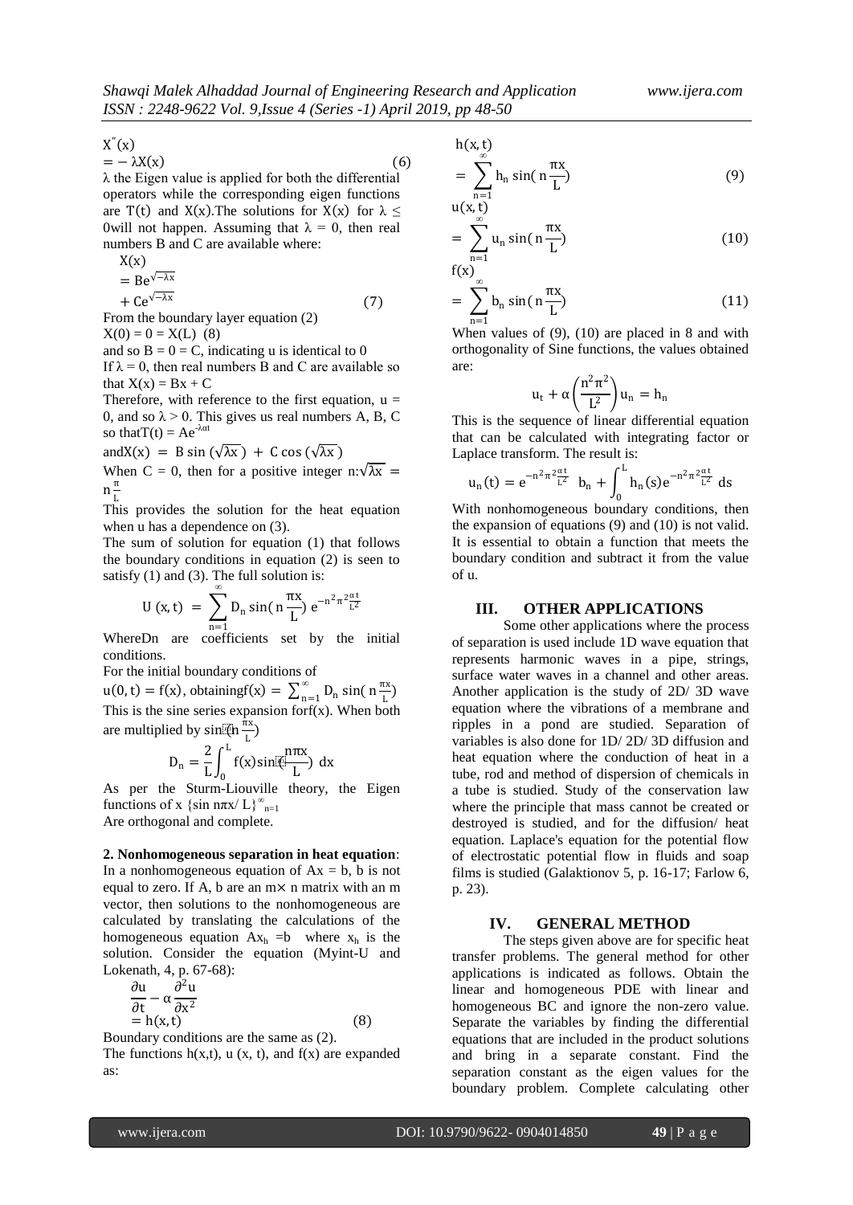$$X''(x) = -\lambda X(x) \qquad (6)$$

$\lambda$ the Eigen value is applied for both the differential operators while the corresponding eigen functions are $T(t)$ and $X(x)$.The solutions for $X(x)$ for $\lambda \leq 0$will not happen. Assuming that $\lambda = 0$, then real numbers B and C are available where:

$$X(x) = Be^{\sqrt{-\lambda x}} + Ce^{\sqrt{-\lambda x}} \qquad (7)$$

From the boundary layer equation (2)

$X(0) = 0 = X(L)$ (8)

and so $B = 0 = C$, indicating u is identical to 0

If $\lambda = 0$, then real numbers B and C are available so that $X(x) = Bx + C$

Therefore, with reference to the first equation, $u = 0$, and so $\lambda > 0$. This gives us real numbers A, B, C so that$T(t) = Ae^{-\lambda\alpha t}$

and$X(x) = B\sin(\sqrt{\lambda x}) + C\cos(\sqrt{\lambda x})$

When $C = 0$, then for a positive integer n:$\sqrt{\lambda x} = n\frac{\pi}{L}$

This provides the solution for the heat equation when u has a dependence on (3).

The sum of solution for equation (1) that follows the boundary conditions in equation (2) is seen to satisfy (1) and (3). The full solution is:

$$U(x,t) = \sum_{n=1}^{\infty} D_n \sin(n\frac{\pi x}{L})\, e^{-n^2\pi^2\frac{\alpha t}{L^2}}$$

WhereDn are coefficients set by the initial conditions.

For the initial boundary conditions of

$u(0,t) = f(x)$, obtaining$f(x) = \sum_{n=1}^{\infty} D_n \sin(n\frac{\pi x}{L})$

This is the sine series expansion for$f(x)$. When both are multiplied by $\sin(n\frac{\pi x}{L})$

$$D_n = \frac{2}{L}\int_0^L f(x)\sin(\frac{n\pi x}{L})\, dx$$

As per the Sturm-Liouville theory, the Eigen functions of x $\{\sin n\pi x/L\}_{n=1}^{\infty}$

Are orthogonal and complete.

**2. Nonhomogeneous separation in heat equation**: In a nonhomogeneous equation of $Ax = b$, b is not equal to zero. If A, b are an m× n matrix with an m vector, then solutions to the nonhomogeneous are calculated by translating the calculations of the homogeneous equation $Ax_h = b$ where $x_h$ is the solution. Consider the equation (Myint-U and Lokenath, 4, p. 67-68):

$$\frac{\partial u}{\partial t} - \alpha\frac{\partial^2 u}{\partial x^2} = h(x,t) \qquad (8)$$

Boundary conditions are the same as (2).

The functions $h(x,t)$, $u(x, t)$, and $f(x)$ are expanded as:

$$h(x,t) = \sum_{n=1}^{\infty} h_n \sin(n\frac{\pi x}{L}) \qquad (9)$$

$$u(x,t) = \sum_{n=1}^{\infty} u_n \sin(n\frac{\pi x}{L}) \qquad (10)$$

$$f(x) = \sum_{n=1}^{\infty} b_n \sin(n\frac{\pi x}{L}) \qquad (11)$$

When values of (9), (10) are placed in 8 and with orthogonality of Sine functions, the values obtained are:

$$u_t + \alpha\left(\frac{n^2\pi^2}{L^2}\right)u_n = h_n$$

This is the sequence of linear differential equation that can be calculated with integrating factor or Laplace transform. The result is:

$$u_n(t) = e^{-n^2\pi^2\frac{\alpha t}{L^2}}\; b_n + \int_0^L h_n(s)e^{-n^2\pi^2\frac{\alpha t}{L^2}}\, ds$$

With nonhomogeneous boundary conditions, then the expansion of equations (9) and (10) is not valid. It is essential to obtain a function that meets the boundary condition and subtract it from the value of u.

## III. OTHER APPLICATIONS

Some other applications where the process of separation is used include 1D wave equation that represents harmonic waves in a pipe, strings, surface water waves in a channel and other areas. Another application is the study of 2D/ 3D wave equation where the vibrations of a membrane and ripples in a pond are studied. Separation of variables is also done for 1D/ 2D/ 3D diffusion and heat equation where the conduction of heat in a tube, rod and method of dispersion of chemicals in a tube is studied. Study of the conservation law where the principle that mass cannot be created or destroyed is studied, and for the diffusion/ heat equation. Laplace's equation for the potential flow of electrostatic potential flow in fluids and soap films is studied (Galaktionov 5, p. 16-17; Farlow 6, p. 23).

## IV. GENERAL METHOD

The steps given above are for specific heat transfer problems. The general method for other applications is indicated as follows. Obtain the linear and homogeneous PDE with linear and homogeneous BC and ignore the non-zero value. Separate the variables by finding the differential equations that are included in the product solutions and bring in a separate constant. Find the separation constant as the eigen values for the boundary problem. Complete calculating other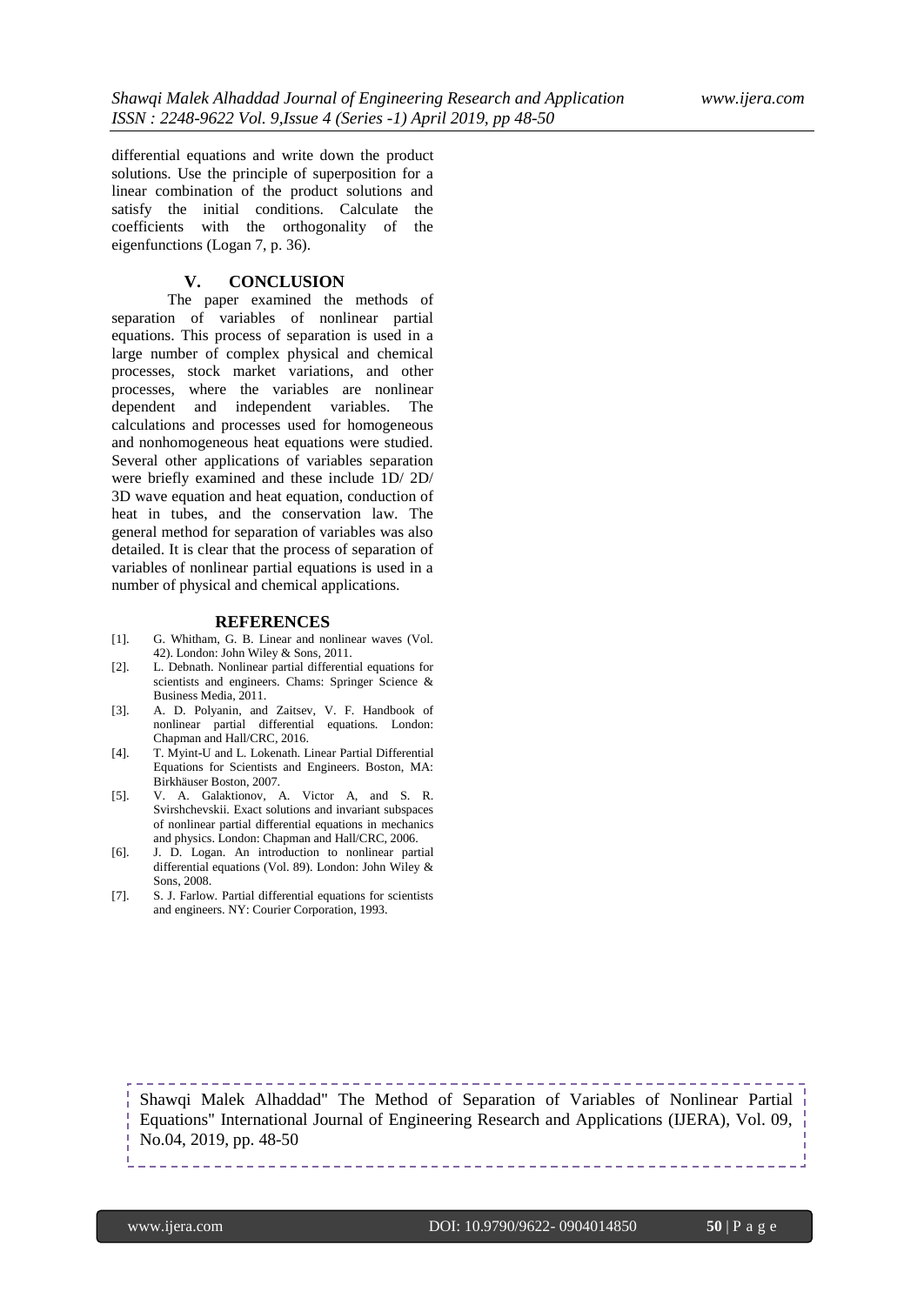differential equations and write down the product solutions. Use the principle of superposition for a linear combination of the product solutions and satisfy the initial conditions. Calculate the coefficients with the orthogonality of the eigenfunctions (Logan 7, p. 36).

## V. CONCLUSION

The paper examined the methods of separation of variables of nonlinear partial equations. This process of separation is used in a large number of complex physical and chemical processes, stock market variations, and other processes, where the variables are nonlinear dependent and independent variables. The calculations and processes used for homogeneous and nonhomogeneous heat equations were studied. Several other applications of variables separation were briefly examined and these include 1D/ 2D/ 3D wave equation and heat equation, conduction of heat in tubes, and the conservation law. The general method for separation of variables was also detailed. It is clear that the process of separation of variables of nonlinear partial equations is used in a number of physical and chemical applications.

## REFERENCES

[1]. G. Whitham, G. B. Linear and nonlinear waves (Vol. 42). London: John Wiley & Sons, 2011.

[2]. L. Debnath. Nonlinear partial differential equations for scientists and engineers. Chams: Springer Science & Business Media, 2011.

[3]. A. D. Polyanin, and Zaitsev, V. F. Handbook of nonlinear partial differential equations. London: Chapman and Hall/CRC, 2016.

[4]. T. Myint-U and L. Lokenath. Linear Partial Differential Equations for Scientists and Engineers. Boston, MA: Birkhäuser Boston, 2007.

[5]. V. A. Galaktionov, A. Victor A, and S. R. Svirshchevskii. Exact solutions and invariant subspaces of nonlinear partial differential equations in mechanics and physics. London: Chapman and Hall/CRC, 2006.

[6]. J. D. Logan. An introduction to nonlinear partial differential equations (Vol. 89). London: John Wiley & Sons, 2008.

[7]. S. J. Farlow. Partial differential equations for scientists and engineers. NY: Courier Corporation, 1993.

Shawqi Malek Alhaddad" The Method of Separation of Variables of Nonlinear Partial Equations" International Journal of Engineering Research and Applications (IJERA), Vol. 09, No.04, 2019, pp. 48-50